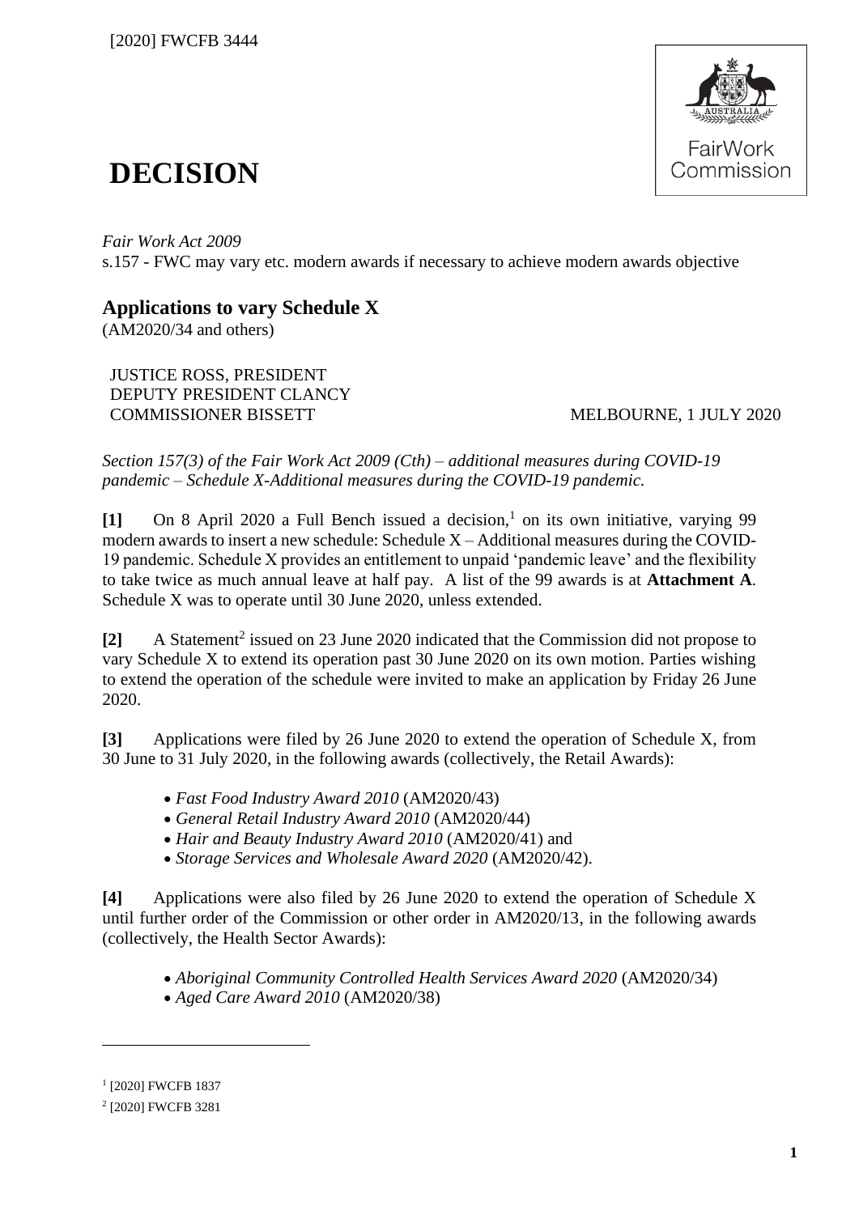[2020] FWCFB 3444

FairWork Commission

# DECISION

*Fair Work Act 2009*
s.157 - FWC may vary etc. modern awards if necessary to achieve modern awards objective

## Applications to vary Schedule X

(AM2020/34 and others)

JUSTICE ROSS, PRESIDENT
DEPUTY PRESIDENT CLANCY
COMMISSIONER BISSETT MELBOURNE, 1 JULY 2020

*Section 157(3) of the Fair Work Act 2009 (Cth) – additional measures during COVID-19 pandemic – Schedule X-Additional measures during the COVID-19 pandemic.*

**[1]** On 8 April 2020 a Full Bench issued a decision,[1] on its own initiative, varying 99 modern awards to insert a new schedule: Schedule X – Additional measures during the COVID-19 pandemic. Schedule X provides an entitlement to unpaid 'pandemic leave' and the flexibility to take twice as much annual leave at half pay. A list of the 99 awards is at **Attachment A**. Schedule X was to operate until 30 June 2020, unless extended.

**[2]** A Statement[2] issued on 23 June 2020 indicated that the Commission did not propose to vary Schedule X to extend its operation past 30 June 2020 on its own motion. Parties wishing to extend the operation of the schedule were invited to make an application by Friday 26 June 2020.

**[3]** Applications were filed by 26 June 2020 to extend the operation of Schedule X, from 30 June to 31 July 2020, in the following awards (collectively, the Retail Awards):

- *Fast Food Industry Award 2010* (AM2020/43)
- *General Retail Industry Award 2010* (AM2020/44)
- *Hair and Beauty Industry Award 2010* (AM2020/41) and
- *Storage Services and Wholesale Award 2020* (AM2020/42).

**[4]** Applications were also filed by 26 June 2020 to extend the operation of Schedule X until further order of the Commission or other order in AM2020/13, in the following awards (collectively, the Health Sector Awards):

- *Aboriginal Community Controlled Health Services Award 2020* (AM2020/34)
- *Aged Care Award 2010* (AM2020/38)

---

[1] [2020] FWCFB 1837

[2] [2020] FWCFB 3281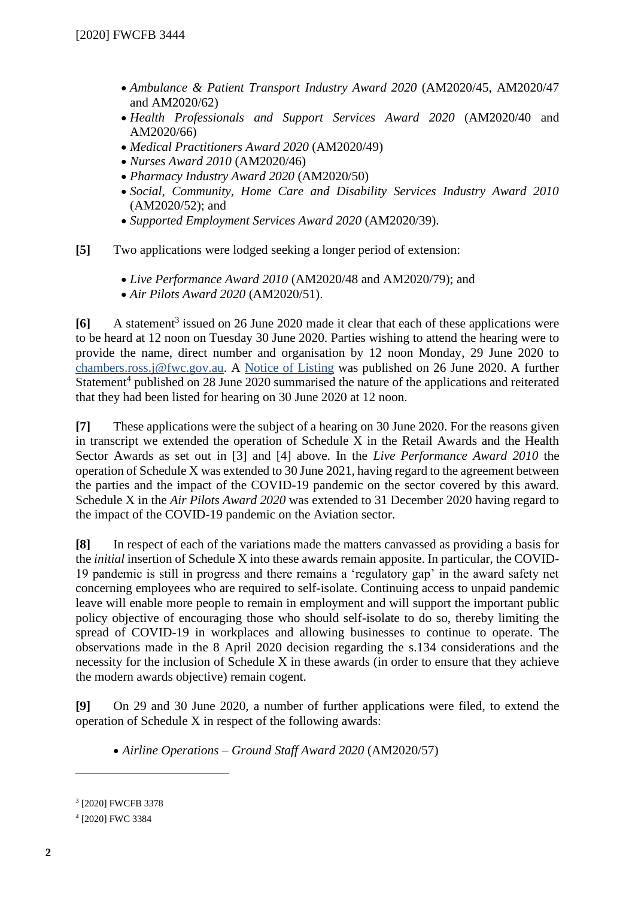- *Ambulance & Patient Transport Industry Award 2020* (AM2020/45, AM2020/47 and AM2020/62)
- *Health Professionals and Support Services Award 2020* (AM2020/40 and AM2020/66)
- *Medical Practitioners Award 2020* (AM2020/49)
- *Nurses Award 2010* (AM2020/46)
- *Pharmacy Industry Award 2020* (AM2020/50)
- *Social, Community, Home Care and Disability Services Industry Award 2010* (AM2020/52); and
- *Supported Employment Services Award 2020* (AM2020/39).

**[5]** Two applications were lodged seeking a longer period of extension:

- *Live Performance Award 2010* (AM2020/48 and AM2020/79); and
- *Air Pilots Award 2020* (AM2020/51).

**[6]** A statement[3] issued on 26 June 2020 made it clear that each of these applications were to be heard at 12 noon on Tuesday 30 June 2020. Parties wishing to attend the hearing were to provide the name, direct number and organisation by 12 noon Monday, 29 June 2020 to chambers.ross.j@fwc.gov.au. A Notice of Listing was published on 26 June 2020. A further Statement[4] published on 28 June 2020 summarised the nature of the applications and reiterated that they had been listed for hearing on 30 June 2020 at 12 noon.

**[7]** These applications were the subject of a hearing on 30 June 2020. For the reasons given in transcript we extended the operation of Schedule X in the Retail Awards and the Health Sector Awards as set out in [3] and [4] above. In the *Live Performance Award 2010* the operation of Schedule X was extended to 30 June 2021, having regard to the agreement between the parties and the impact of the COVID-19 pandemic on the sector covered by this award. Schedule X in the *Air Pilots Award 2020* was extended to 31 December 2020 having regard to the impact of the COVID-19 pandemic on the Aviation sector.

**[8]** In respect of each of the variations made the matters canvassed as providing a basis for the *initial* insertion of Schedule X into these awards remain apposite. In particular, the COVID-19 pandemic is still in progress and there remains a 'regulatory gap' in the award safety net concerning employees who are required to self-isolate. Continuing access to unpaid pandemic leave will enable more people to remain in employment and will support the important public policy objective of encouraging those who should self-isolate to do so, thereby limiting the spread of COVID-19 in workplaces and allowing businesses to continue to operate. The observations made in the 8 April 2020 decision regarding the s.134 considerations and the necessity for the inclusion of Schedule X in these awards (in order to ensure that they achieve the modern awards objective) remain cogent.

**[9]** On 29 and 30 June 2020, a number of further applications were filed, to extend the operation of Schedule X in respect of the following awards:

- *Airline Operations – Ground Staff Award 2020* (AM2020/57)

---

[3] [2020] FWCFB 3378

[4] [2020] FWC 3384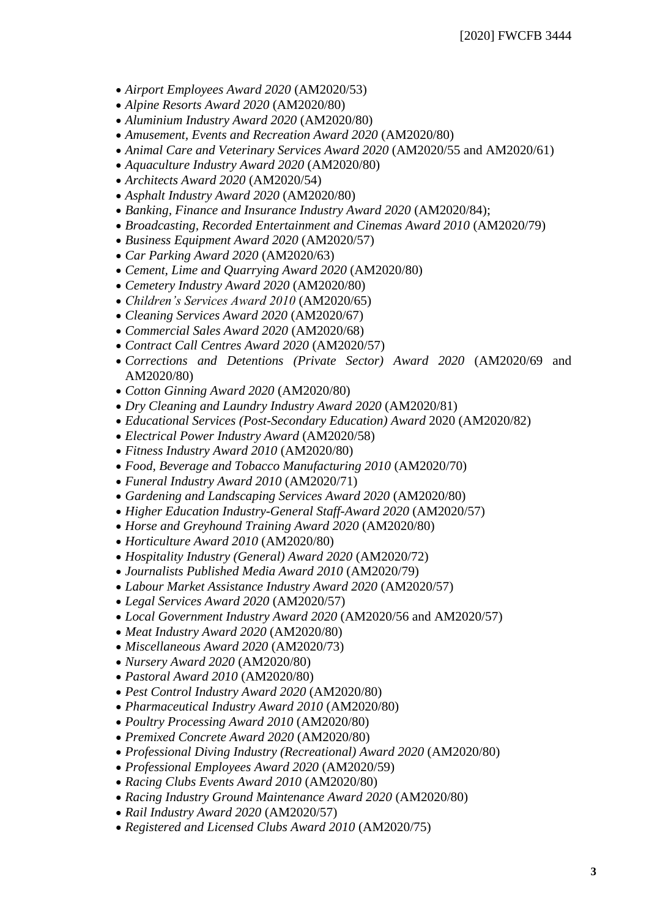- *Airport Employees Award 2020* (AM2020/53)
- *Alpine Resorts Award 2020* (AM2020/80)
- *Aluminium Industry Award 2020* (AM2020/80)
- *Amusement, Events and Recreation Award 2020* (AM2020/80)
- *Animal Care and Veterinary Services Award 2020* (AM2020/55 and AM2020/61)
- *Aquaculture Industry Award 2020* (AM2020/80)
- *Architects Award 2020* (AM2020/54)
- *Asphalt Industry Award 2020* (AM2020/80)
- *Banking, Finance and Insurance Industry Award 2020* (AM2020/84);
- *Broadcasting, Recorded Entertainment and Cinemas Award 2010* (AM2020/79)
- *Business Equipment Award 2020* (AM2020/57)
- *Car Parking Award 2020* (AM2020/63)
- *Cement, Lime and Quarrying Award 2020* (AM2020/80)
- *Cemetery Industry Award 2020* (AM2020/80)
- *Children's Services Award 2010* (AM2020/65)
- *Cleaning Services Award 2020* (AM2020/67)
- *Commercial Sales Award 2020* (AM2020/68)
- *Contract Call Centres Award 2020* (AM2020/57)
- *Corrections and Detentions (Private Sector) Award 2020* (AM2020/69 and AM2020/80)
- *Cotton Ginning Award 2020* (AM2020/80)
- *Dry Cleaning and Laundry Industry Award 2020* (AM2020/81)
- *Educational Services (Post-Secondary Education) Award* 2020 (AM2020/82)
- *Electrical Power Industry Award* (AM2020/58)
- *Fitness Industry Award 2010* (AM2020/80)
- *Food, Beverage and Tobacco Manufacturing 2010* (AM2020/70)
- *Funeral Industry Award 2010* (AM2020/71)
- *Gardening and Landscaping Services Award 2020* (AM2020/80)
- *Higher Education Industry-General Staff-Award 2020* (AM2020/57)
- *Horse and Greyhound Training Award 2020* (AM2020/80)
- *Horticulture Award 2010* (AM2020/80)
- *Hospitality Industry (General) Award 2020* (AM2020/72)
- *Journalists Published Media Award 2010* (AM2020/79)
- *Labour Market Assistance Industry Award 2020* (AM2020/57)
- *Legal Services Award 2020* (AM2020/57)
- *Local Government Industry Award 2020* (AM2020/56 and AM2020/57)
- *Meat Industry Award 2020* (AM2020/80)
- *Miscellaneous Award 2020* (AM2020/73)
- *Nursery Award 2020* (AM2020/80)
- *Pastoral Award 2010* (AM2020/80)
- *Pest Control Industry Award 2020* (AM2020/80)
- *Pharmaceutical Industry Award 2010* (AM2020/80)
- *Poultry Processing Award 2010* (AM2020/80)
- *Premixed Concrete Award 2020* (AM2020/80)
- *Professional Diving Industry (Recreational) Award 2020* (AM2020/80)
- *Professional Employees Award 2020* (AM2020/59)
- *Racing Clubs Events Award 2010* (AM2020/80)
- *Racing Industry Ground Maintenance Award 2020* (AM2020/80)
- *Rail Industry Award 2020* (AM2020/57)
- *Registered and Licensed Clubs Award 2010* (AM2020/75)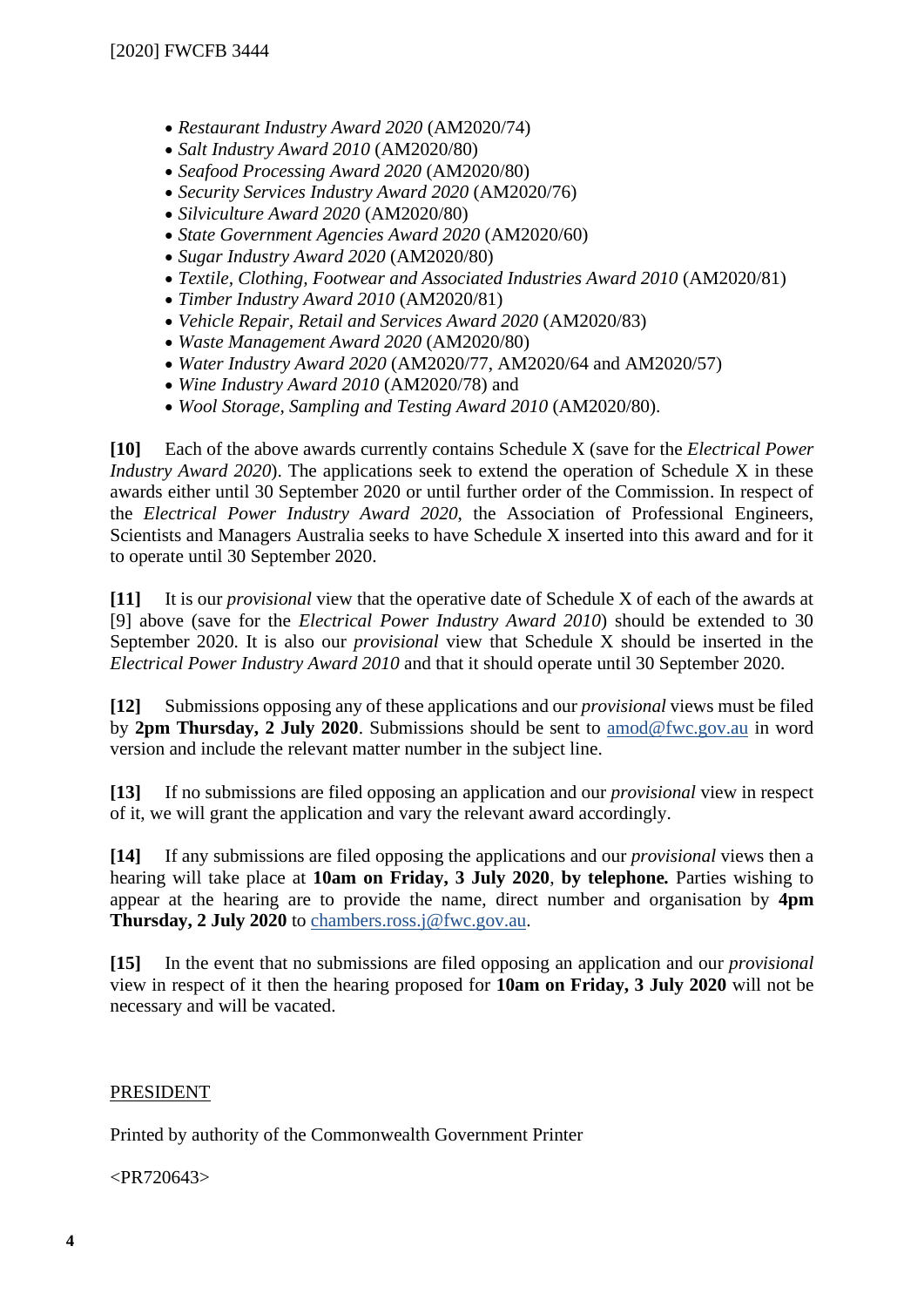- *Restaurant Industry Award 2020* (AM2020/74)
- *Salt Industry Award 2010* (AM2020/80)
- *Seafood Processing Award 2020* (AM2020/80)
- *Security Services Industry Award 2020* (AM2020/76)
- *Silviculture Award 2020* (AM2020/80)
- *State Government Agencies Award 2020* (AM2020/60)
- *Sugar Industry Award 2020* (AM2020/80)
- *Textile, Clothing, Footwear and Associated Industries Award 2010* (AM2020/81)
- *Timber Industry Award 2010* (AM2020/81)
- *Vehicle Repair, Retail and Services Award 2020* (AM2020/83)
- *Waste Management Award 2020* (AM2020/80)
- *Water Industry Award 2020* (AM2020/77, AM2020/64 and AM2020/57)
- *Wine Industry Award 2010* (AM2020/78) and
- *Wool Storage, Sampling and Testing Award 2010* (AM2020/80).

**[10]** Each of the above awards currently contains Schedule X (save for the *Electrical Power Industry Award 2020*). The applications seek to extend the operation of Schedule X in these awards either until 30 September 2020 or until further order of the Commission. In respect of the *Electrical Power Industry Award 2020*, the Association of Professional Engineers, Scientists and Managers Australia seeks to have Schedule X inserted into this award and for it to operate until 30 September 2020.

**[11]** It is our *provisional* view that the operative date of Schedule X of each of the awards at [9] above (save for the *Electrical Power Industry Award 2010*) should be extended to 30 September 2020. It is also our *provisional* view that Schedule X should be inserted in the *Electrical Power Industry Award 2010* and that it should operate until 30 September 2020.

**[12]** Submissions opposing any of these applications and our *provisional* views must be filed by **2pm Thursday, 2 July 2020**. Submissions should be sent to amod@fwc.gov.au in word version and include the relevant matter number in the subject line.

**[13]** If no submissions are filed opposing an application and our *provisional* view in respect of it, we will grant the application and vary the relevant award accordingly.

**[14]** If any submissions are filed opposing the applications and our *provisional* views then a hearing will take place at **10am on Friday, 3 July 2020**, **by telephone.** Parties wishing to appear at the hearing are to provide the name, direct number and organisation by **4pm Thursday, 2 July 2020** to chambers.ross.j@fwc.gov.au.

**[15]** In the event that no submissions are filed opposing an application and our *provisional* view in respect of it then the hearing proposed for **10am on Friday, 3 July 2020** will not be necessary and will be vacated.

PRESIDENT

Printed by authority of the Commonwealth Government Printer

<PR720643>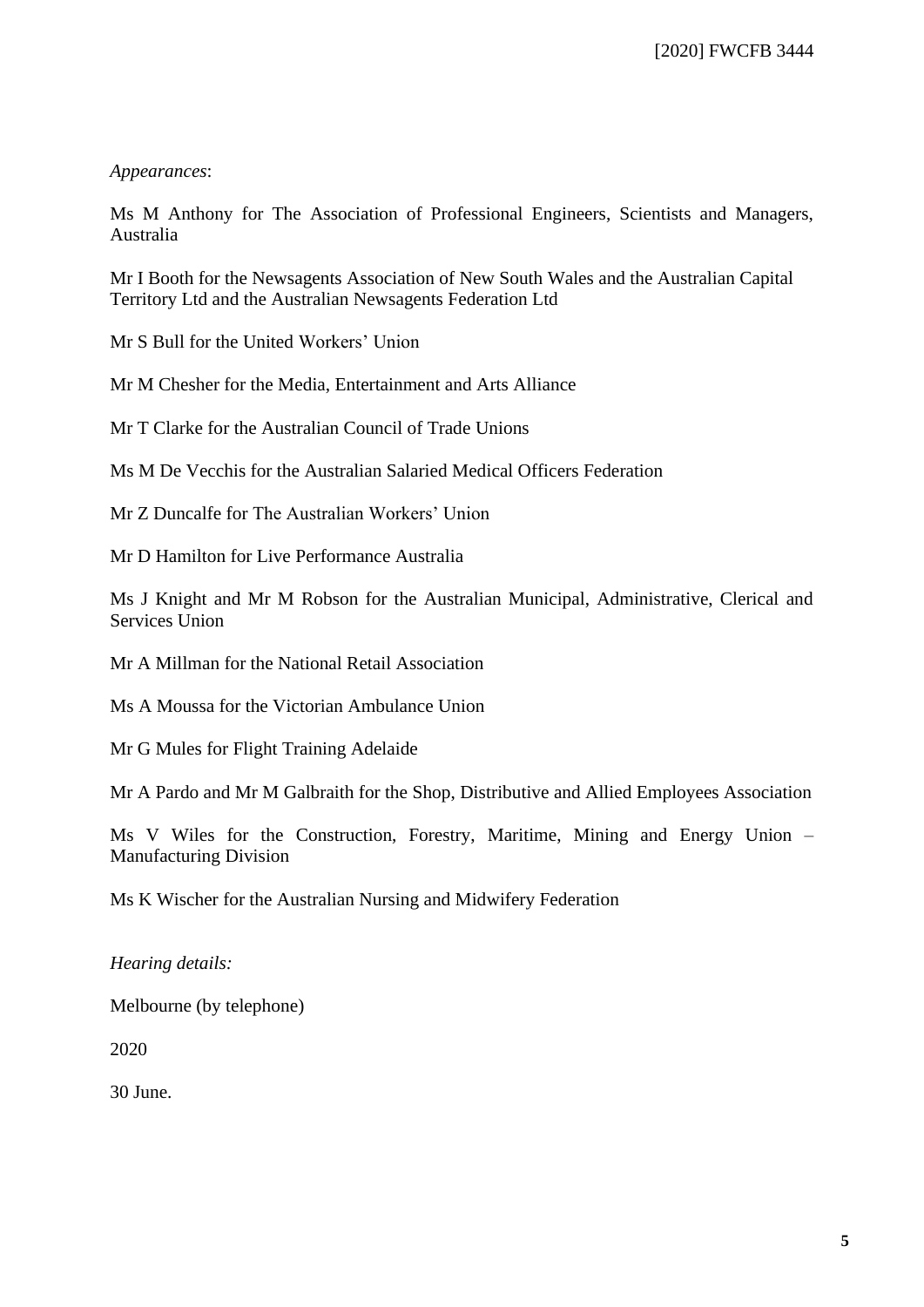*Appearances*:

Ms M Anthony for The Association of Professional Engineers, Scientists and Managers, Australia

Mr I Booth for the Newsagents Association of New South Wales and the Australian Capital Territory Ltd and the Australian Newsagents Federation Ltd

Mr S Bull for the United Workers' Union

Mr M Chesher for the Media, Entertainment and Arts Alliance

Mr T Clarke for the Australian Council of Trade Unions

Ms M De Vecchis for the Australian Salaried Medical Officers Federation

Mr Z Duncalfe for The Australian Workers' Union

Mr D Hamilton for Live Performance Australia

Ms J Knight and Mr M Robson for the Australian Municipal, Administrative, Clerical and Services Union

Mr A Millman for the National Retail Association

Ms A Moussa for the Victorian Ambulance Union

Mr G Mules for Flight Training Adelaide

Mr A Pardo and Mr M Galbraith for the Shop, Distributive and Allied Employees Association

Ms V Wiles for the Construction, Forestry, Maritime, Mining and Energy Union – Manufacturing Division

Ms K Wischer for the Australian Nursing and Midwifery Federation

*Hearing details:*

Melbourne (by telephone)

2020

30 June.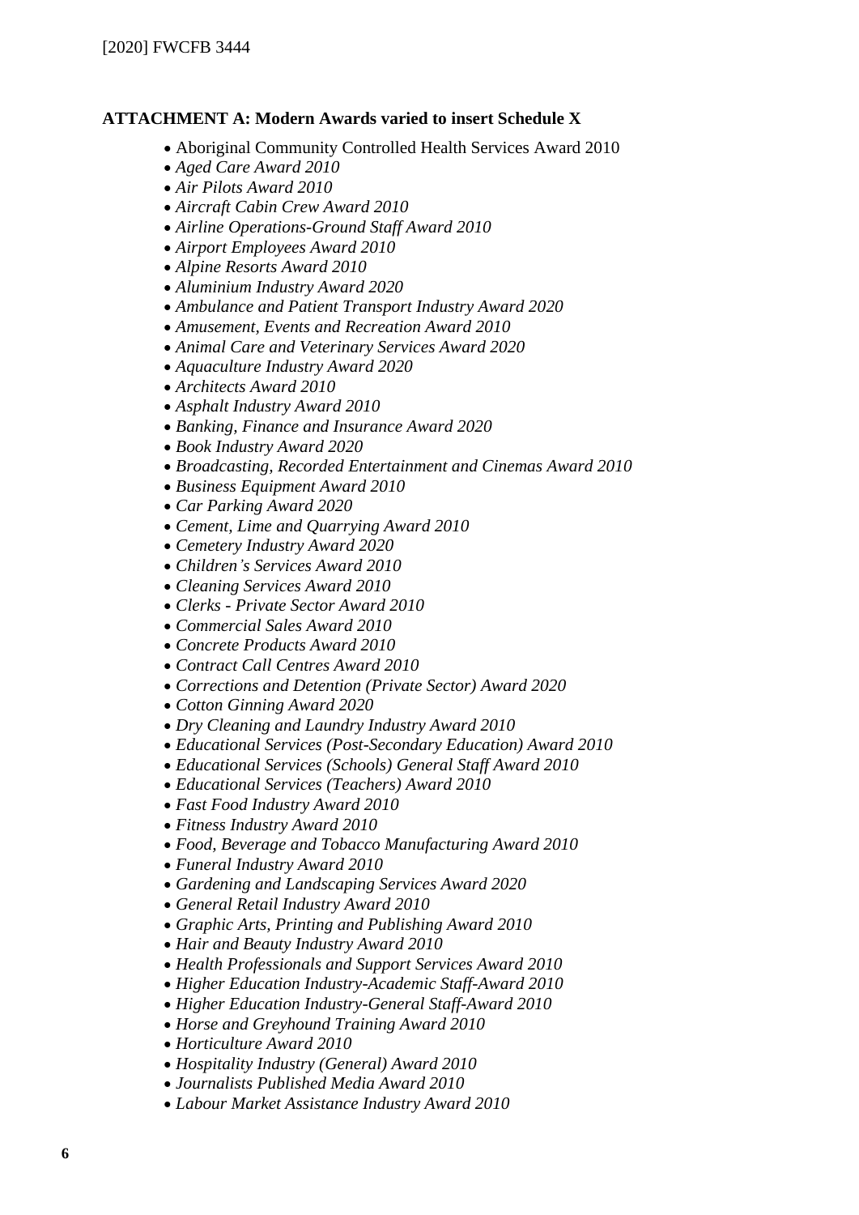**ATTACHMENT A: Modern Awards varied to insert Schedule X**

- Aboriginal Community Controlled Health Services Award 2010
- *Aged Care Award 2010*
- *Air Pilots Award 2010*
- *Aircraft Cabin Crew Award 2010*
- *Airline Operations-Ground Staff Award 2010*
- *Airport Employees Award 2010*
- *Alpine Resorts Award 2010*
- *Aluminium Industry Award 2020*
- *Ambulance and Patient Transport Industry Award 2020*
- *Amusement, Events and Recreation Award 2010*
- *Animal Care and Veterinary Services Award 2020*
- *Aquaculture Industry Award 2020*
- *Architects Award 2010*
- *Asphalt Industry Award 2010*
- *Banking, Finance and Insurance Award 2020*
- *Book Industry Award 2020*
- *Broadcasting, Recorded Entertainment and Cinemas Award 2010*
- *Business Equipment Award 2010*
- *Car Parking Award 2020*
- *Cement, Lime and Quarrying Award 2010*
- *Cemetery Industry Award 2020*
- *Children's Services Award 2010*
- *Cleaning Services Award 2010*
- *Clerks - Private Sector Award 2010*
- *Commercial Sales Award 2010*
- *Concrete Products Award 2010*
- *Contract Call Centres Award 2010*
- *Corrections and Detention (Private Sector) Award 2020*
- *Cotton Ginning Award 2020*
- *Dry Cleaning and Laundry Industry Award 2010*
- *Educational Services (Post-Secondary Education) Award 2010*
- *Educational Services (Schools) General Staff Award 2010*
- *Educational Services (Teachers) Award 2010*
- *Fast Food Industry Award 2010*
- *Fitness Industry Award 2010*
- *Food, Beverage and Tobacco Manufacturing Award 2010*
- *Funeral Industry Award 2010*
- *Gardening and Landscaping Services Award 2020*
- *General Retail Industry Award 2010*
- *Graphic Arts, Printing and Publishing Award 2010*
- *Hair and Beauty Industry Award 2010*
- *Health Professionals and Support Services Award 2010*
- *Higher Education Industry-Academic Staff-Award 2010*
- *Higher Education Industry-General Staff-Award 2010*
- *Horse and Greyhound Training Award 2010*
- *Horticulture Award 2010*
- *Hospitality Industry (General) Award 2010*
- *Journalists Published Media Award 2010*
- *Labour Market Assistance Industry Award 2010*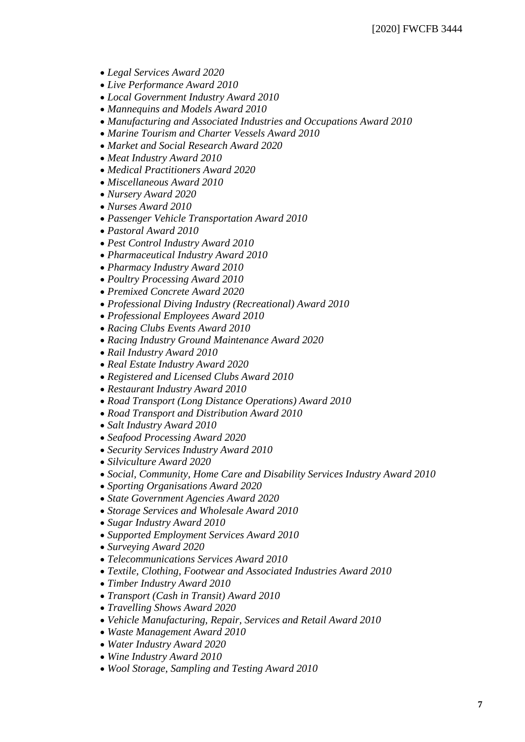- *Legal Services Award 2020*
- *Live Performance Award 2010*
- *Local Government Industry Award 2010*
- *Mannequins and Models Award 2010*
- *Manufacturing and Associated Industries and Occupations Award 2010*
- *Marine Tourism and Charter Vessels Award 2010*
- *Market and Social Research Award 2020*
- *Meat Industry Award 2010*
- *Medical Practitioners Award 2020*
- *Miscellaneous Award 2010*
- *Nursery Award 2020*
- *Nurses Award 2010*
- *Passenger Vehicle Transportation Award 2010*
- *Pastoral Award 2010*
- *Pest Control Industry Award 2010*
- *Pharmaceutical Industry Award 2010*
- *Pharmacy Industry Award 2010*
- *Poultry Processing Award 2010*
- *Premixed Concrete Award 2020*
- *Professional Diving Industry (Recreational) Award 2010*
- *Professional Employees Award 2010*
- *Racing Clubs Events Award 2010*
- *Racing Industry Ground Maintenance Award 2020*
- *Rail Industry Award 2010*
- *Real Estate Industry Award 2020*
- *Registered and Licensed Clubs Award 2010*
- *Restaurant Industry Award 2010*
- *Road Transport (Long Distance Operations) Award 2010*
- *Road Transport and Distribution Award 2010*
- *Salt Industry Award 2010*
- *Seafood Processing Award 2020*
- *Security Services Industry Award 2010*
- *Silviculture Award 2020*
- *Social, Community, Home Care and Disability Services Industry Award 2010*
- *Sporting Organisations Award 2020*
- *State Government Agencies Award 2020*
- *Storage Services and Wholesale Award 2010*
- *Sugar Industry Award 2010*
- *Supported Employment Services Award 2010*
- *Surveying Award 2020*
- *Telecommunications Services Award 2010*
- *Textile, Clothing, Footwear and Associated Industries Award 2010*
- *Timber Industry Award 2010*
- *Transport (Cash in Transit) Award 2010*
- *Travelling Shows Award 2020*
- *Vehicle Manufacturing, Repair, Services and Retail Award 2010*
- *Waste Management Award 2010*
- *Water Industry Award 2020*
- *Wine Industry Award 2010*
- *Wool Storage, Sampling and Testing Award 2010*